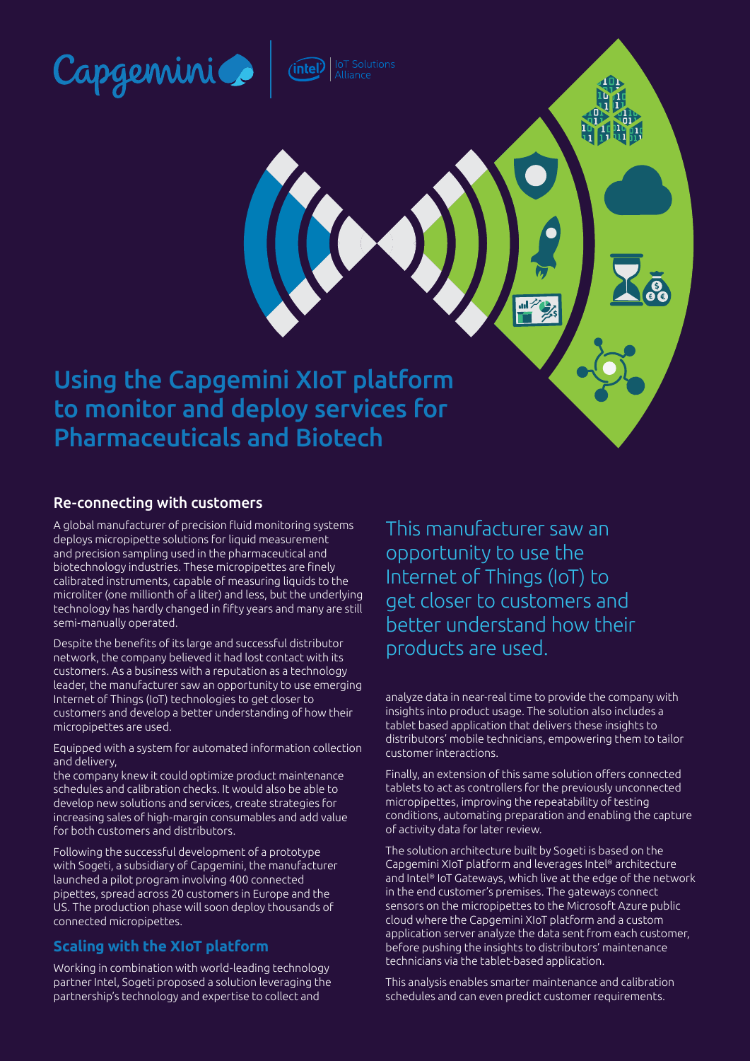# Using the Capgemini XIoT platform to monitor and deploy services for Pharmaceuticals and Biotech

## Re-connecting with customers

A global manufacturer of precision fluid monitoring systems deploys micropipette solutions for liquid measurement and precision sampling used in the pharmaceutical and biotechnology industries. These micropipettes are finely calibrated instruments, capable of measuring liquids to the microliter (one millionth of a liter) and less, but the underlying technology has hardly changed in fifty years and many are still semi-manually operated.

Despite the benefits of its large and successful distributor network, the company believed it had lost contact with its customers. As a business with a reputation as a technology leader, the manufacturer saw an opportunity to use emerging Internet of Things (IoT) technologies to get closer to customers and develop a better understanding of how their micropipettes are used.

Equipped with a system for automated information collection and delivery, the company knew it could optimize product maintenance schedules and calibration checks. It would also be able to develop new solutions and services, create strategies for increasing sales of high-margin consumables and add value for both customers and distributors.

Following the successful development of a prototype with Sogeti, a subsidiary of Capgemini, the manufacturer launched a pilot program involving 400 connected pipettes, spread across 20 customers in Europe and the US. The production phase will soon deploy thousands of connected micropipettes.

## Scaling with the XIoT platform

Working in combination with world-leading technology partner Intel, Sogeti proposed a solution leveraging the partnership's technology and expertise to collect and analyze data in near-real time to provide the company with insights into product usage. The solution also includes a tablet based application that delivers these insights to distributors' mobile technicians, empowering them to tailor customer interactions.

Finally, an extension of this same solution offers connected tablets to act as controllers for the previously unconnected micropipettes, improving the repeatability of testing conditions, automating preparation and enabling the capture of activity data for later review.

The solution architecture built by Sogeti is based on the Capgemini XIoT platform and leverages Intel® architecture and Intel® IoT Gateways, which live at the edge of the network in the end customer's premises. The gateways connect sensors on the micropipettes to the Microsoft Azure public cloud where the Capgemini XIoT platform and a custom application server analyze the data sent from each customer, before pushing the insights to distributors' maintenance technicians via the tablet-based application.

This analysis enables smarter maintenance and calibration schedules and can even predict customer requirements.

> This manufacturer saw an opportunity to use the Internet of Things (IoT) to get closer to customers and better understand how their products are used.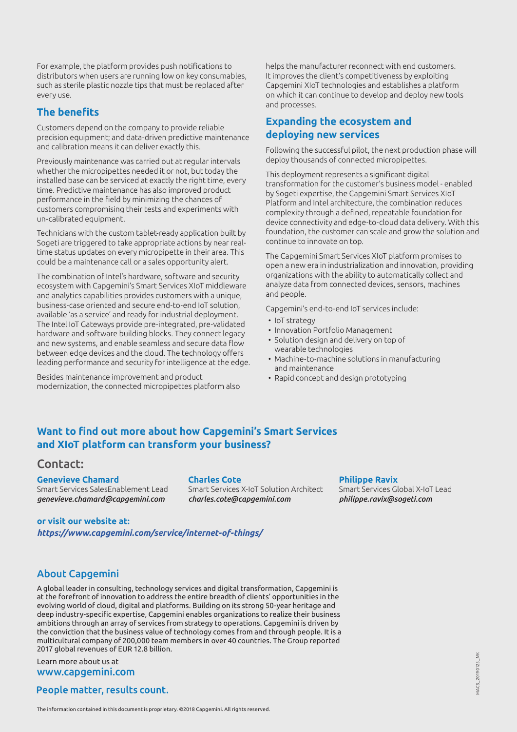For example, the platform provides push notifications to distributors when users are running low on key consumables, such as sterile plastic nozzle tips that must be replaced after every use.

## The benefits

Customers depend on the company to provide reliable precision equipment; and data-driven predictive maintenance and calibration means it can deliver exactly this.

Previously maintenance was carried out at regular intervals whether the micropipettes needed it or not, but today the installed base can be serviced at exactly the right time, every time. Predictive maintenance has also improved product performance in the field by minimizing the chances of customers compromising their tests and experiments with un-calibrated equipment.

Technicians with the custom tablet-ready application built by Sogeti are triggered to take appropriate actions by near real-time status updates on every micropipette in their area. This could be a maintenance call or a sales opportunity alert.

The combination of Intel's hardware, software and security ecosystem with Capgemini's Smart Services XIoT middleware and analytics capabilities provides customers with a unique, business-case oriented and secure end-to-end IoT solution, available 'as a service' and ready for industrial deployment. The Intel IoT Gateways provide pre-integrated, pre-validated hardware and software building blocks. They connect legacy and new systems, and enable seamless and secure data flow between edge devices and the cloud. The technology offers leading performance and security for intelligence at the edge.

Besides maintenance improvement and product modernization, the connected micropipettes platform also helps the manufacturer reconnect with end customers. It improves the client's competitiveness by exploiting Capgemini XIoT technologies and establishes a platform on which it can continue to develop and deploy new tools and processes.

## Expanding the ecosystem and deploying new services

Following the successful pilot, the next production phase will deploy thousands of connected micropipettes.

This deployment represents a significant digital transformation for the customer's business model - enabled by Sogeti expertise, the Capgemini Smart Services XIoT Platform and Intel architecture, the combination reduces complexity through a defined, repeatable foundation for device connectivity and edge-to-cloud data delivery. With this foundation, the customer can scale and grow the solution and continue to innovate on top.

The Capgemini Smart Services XIoT platform promises to open a new era in industrialization and innovation, providing organizations with the ability to automatically collect and analyze data from connected devices, sensors, machines and people.

Capgemini's end-to-end IoT services include:

- IoT strategy
- Innovation Portfolio Management
- Solution design and delivery on top of wearable technologies
- Machine-to-machine solutions in manufacturing and maintenance
- Rapid concept and design prototyping

## Want to find out more about how Capgemini's Smart Services and XIoT platform can transform your business?

## Contact:

**Genevieve Chamard**
Smart Services SalesEnablement Lead
***genevieve.chamard@capgemini.com***

**Charles Cote**
Smart Services X-IoT Solution Architect
***charles.cote@capgemini.com***

**Philippe Ravix**
Smart Services Global X-IoT Lead
***philippe.ravix@sogeti.com***

**or visit our website at:**
***https://www.capgemini.com/service/internet-of-things/***

## About Capgemini

A global leader in consulting, technology services and digital transformation, Capgemini is at the forefront of innovation to address the entire breadth of clients' opportunities in the evolving world of cloud, digital and platforms. Building on its strong 50-year heritage and deep industry-specific expertise, Capgemini enables organizations to realize their business ambitions through an array of services from strategy to operations. Capgemini is driven by the conviction that the business value of technology comes from and through people. It is a multicultural company of 200,000 team members in over 40 countries. The Group reported 2017 global revenues of EUR 12.8 billion.

Learn more about us at
www.capgemini.com

People matter, results count.

The information contained in this document is proprietary. ©2018 Capgemini. All rights reserved.

MACS_20190125_MK